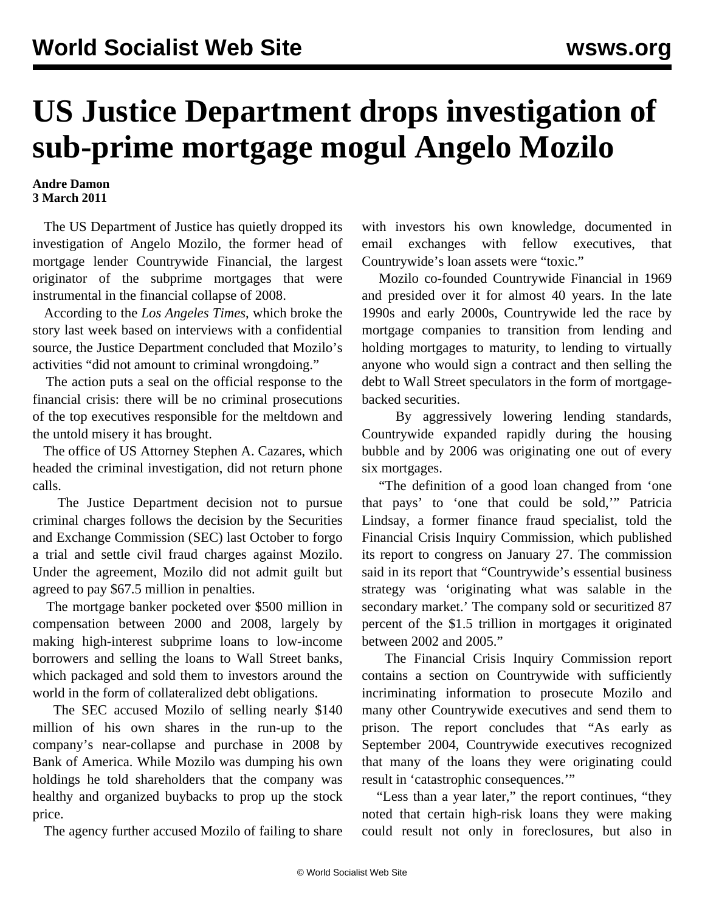# US Justice Department drops investigation of sub-prime mortgage mogul Angelo Mozilo

**Andre Damon**
**3 March 2011**

The US Department of Justice has quietly dropped its investigation of Angelo Mozilo, the former head of mortgage lender Countrywide Financial, the largest originator of the subprime mortgages that were instrumental in the financial collapse of 2008.

According to the *Los Angeles Times*, which broke the story last week based on interviews with a confidential source, the Justice Department concluded that Mozilo's activities "did not amount to criminal wrongdoing."

The action puts a seal on the official response to the financial crisis: there will be no criminal prosecutions of the top executives responsible for the meltdown and the untold misery it has brought.

The office of US Attorney Stephen A. Cazares, which headed the criminal investigation, did not return phone calls.

The Justice Department decision not to pursue criminal charges follows the decision by the Securities and Exchange Commission (SEC) last October to forgo a trial and settle civil fraud charges against Mozilo. Under the agreement, Mozilo did not admit guilt but agreed to pay $67.5 million in penalties.

The mortgage banker pocketed over $500 million in compensation between 2000 and 2008, largely by making high-interest subprime loans to low-income borrowers and selling the loans to Wall Street banks, which packaged and sold them to investors around the world in the form of collateralized debt obligations.

The SEC accused Mozilo of selling nearly $140 million of his own shares in the run-up to the company's near-collapse and purchase in 2008 by Bank of America. While Mozilo was dumping his own holdings he told shareholders that the company was healthy and organized buybacks to prop up the stock price.

The agency further accused Mozilo of failing to share with investors his own knowledge, documented in email exchanges with fellow executives, that Countrywide's loan assets were "toxic."

Mozilo co-founded Countrywide Financial in 1969 and presided over it for almost 40 years. In the late 1990s and early 2000s, Countrywide led the race by mortgage companies to transition from lending and holding mortgages to maturity, to lending to virtually anyone who would sign a contract and then selling the debt to Wall Street speculators in the form of mortgage-backed securities.

By aggressively lowering lending standards, Countrywide expanded rapidly during the housing bubble and by 2006 was originating one out of every six mortgages.

"The definition of a good loan changed from 'one that pays' to 'one that could be sold,'" Patricia Lindsay, a former finance fraud specialist, told the Financial Crisis Inquiry Commission, which published its report to congress on January 27. The commission said in its report that "Countrywide's essential business strategy was 'originating what was salable in the secondary market.' The company sold or securitized 87 percent of the $1.5 trillion in mortgages it originated between 2002 and 2005."

The Financial Crisis Inquiry Commission report contains a section on Countrywide with sufficiently incriminating information to prosecute Mozilo and many other Countrywide executives and send them to prison. The report concludes that "As early as September 2004, Countrywide executives recognized that many of the loans they were originating could result in 'catastrophic consequences.'"

"Less than a year later," the report continues, "they noted that certain high-risk loans they were making could result not only in foreclosures, but also in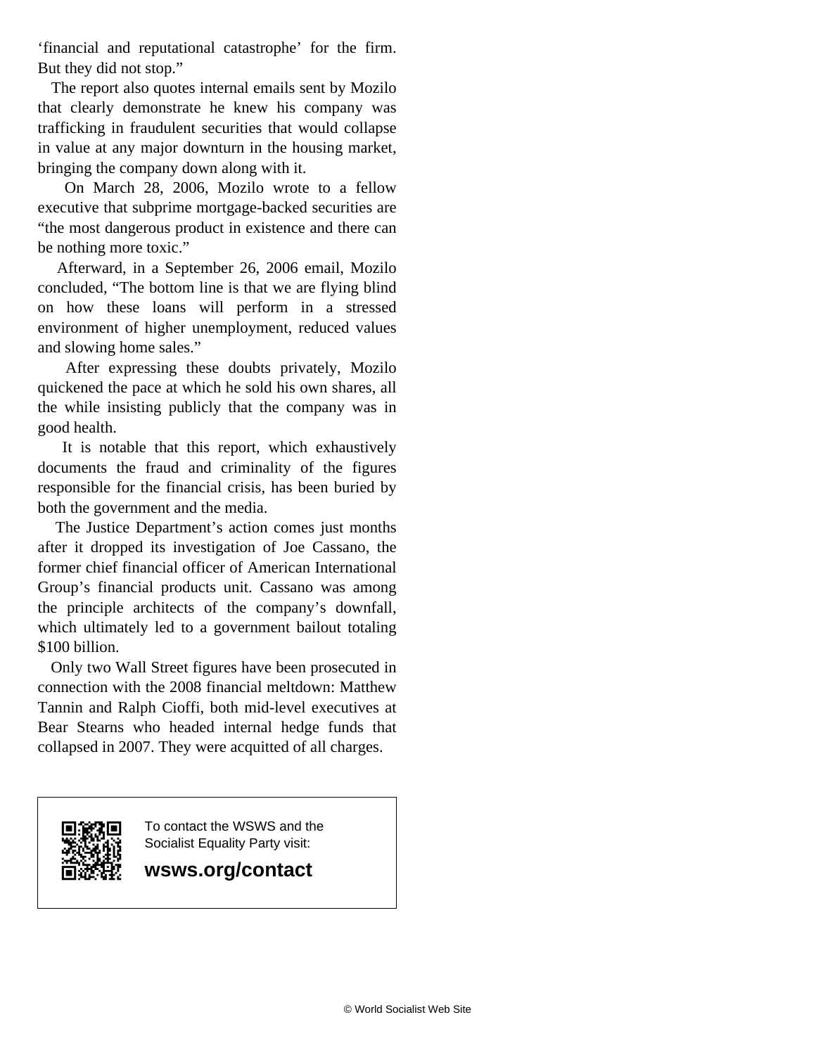'financial and reputational catastrophe' for the firm. But they did not stop."

The report also quotes internal emails sent by Mozilo that clearly demonstrate he knew his company was trafficking in fraudulent securities that would collapse in value at any major downturn in the housing market, bringing the company down along with it.

On March 28, 2006, Mozilo wrote to a fellow executive that subprime mortgage-backed securities are "the most dangerous product in existence and there can be nothing more toxic."

Afterward, in a September 26, 2006 email, Mozilo concluded, "The bottom line is that we are flying blind on how these loans will perform in a stressed environment of higher unemployment, reduced values and slowing home sales."

After expressing these doubts privately, Mozilo quickened the pace at which he sold his own shares, all the while insisting publicly that the company was in good health.

It is notable that this report, which exhaustively documents the fraud and criminality of the figures responsible for the financial crisis, has been buried by both the government and the media.

The Justice Department's action comes just months after it dropped its investigation of Joe Cassano, the former chief financial officer of American International Group's financial products unit. Cassano was among the principle architects of the company's downfall, which ultimately led to a government bailout totaling $100 billion.

Only two Wall Street figures have been prosecuted in connection with the 2008 financial meltdown: Matthew Tannin and Ralph Cioffi, both mid-level executives at Bear Stearns who headed internal hedge funds that collapsed in 2007. They were acquitted of all charges.

To contact the WSWS and the Socialist Equality Party visit:

**wsws.org/contact**